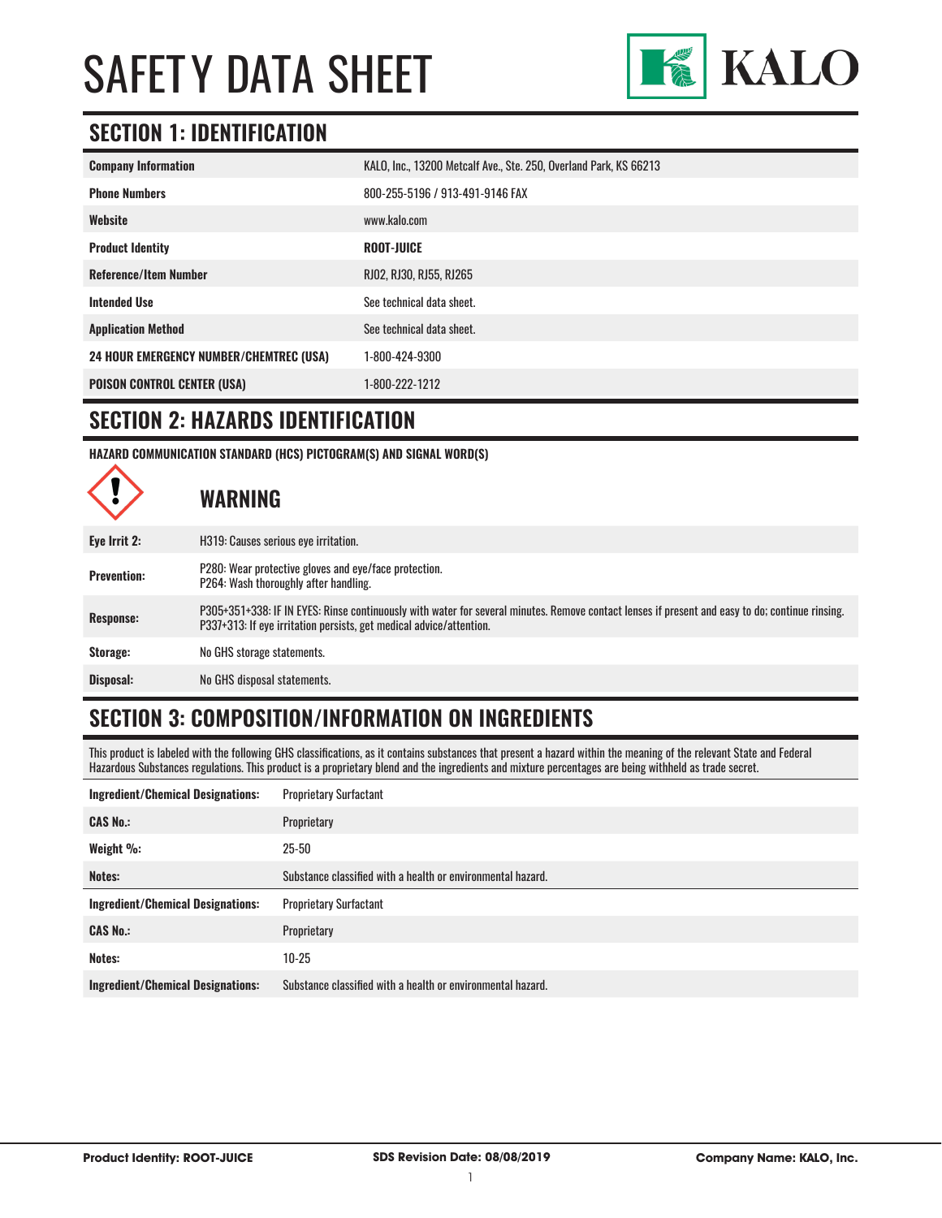# SAFETY DATA SHEET

KALO

## SECTION 1: IDENTIFICATION

| | |
|---|---|
| **Company Information** | KALO, Inc., 13200 Metcalf Ave., Ste. 250, Overland Park, KS 66213 |
| **Phone Numbers** | 800-255-5196 / 913-491-9146 FAX |
| **Website** | www.kalo.com |
| **Product Identity** | **ROOT-JUICE** |
| **Reference/Item Number** | RJ02, RJ30, RJ55, RJ265 |
| **Intended Use** | See technical data sheet. |
| **Application Method** | See technical data sheet. |
| **24 HOUR EMERGENCY NUMBER/CHEMTREC (USA)** | 1-800-424-9300 |
| **POISON CONTROL CENTER (USA)** | 1-800-222-1212 |

## SECTION 2: HAZARDS IDENTIFICATION

**HAZARD COMMUNICATION STANDARD (HCS) PICTOGRAM(S) AND SIGNAL WORD(S)**

### WARNING

| | |
|---|---|
| **Eye Irrit 2:** | H319: Causes serious eye irritation. |
| **Prevention:** | P280: Wear protective gloves and eye/face protection.<br>P264: Wash thoroughly after handling. |
| **Response:** | P305+351+338: IF IN EYES: Rinse continuously with water for several minutes. Remove contact lenses if present and easy to do; continue rinsing.<br>P337+313: If eye irritation persists, get medical advice/attention. |
| **Storage:** | No GHS storage statements. |
| **Disposal:** | No GHS disposal statements. |

## SECTION 3: COMPOSITION/INFORMATION ON INGREDIENTS

This product is labeled with the following GHS classifications, as it contains substances that present a hazard within the meaning of the relevant State and Federal Hazardous Substances regulations. This product is a proprietary blend and the ingredients and mixture percentages are being withheld as trade secret.

| | |
|---|---|
| **Ingredient/Chemical Designations:** | Proprietary Surfactant |
| **CAS No.:** | Proprietary |
| **Weight %:** | 25-50 |
| **Notes:** | Substance classified with a health or environmental hazard. |
| **Ingredient/Chemical Designations:** | Proprietary Surfactant |
| **CAS No.:** | Proprietary |
| **Notes:** | 10-25 |
| **Ingredient/Chemical Designations:** | Substance classified with a health or environmental hazard. |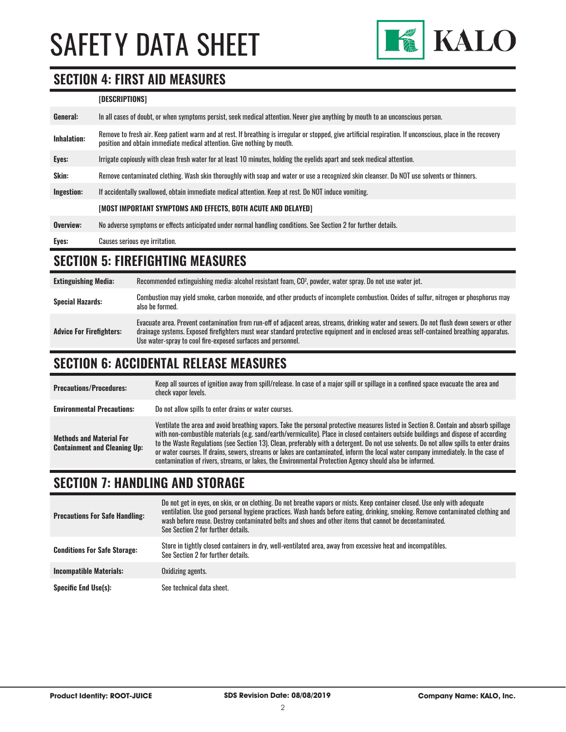# SAFETY DATA SHEET

## SECTION 4: FIRST AID MEASURES

| | [DESCRIPTIONS] |
|---|---|
| **General:** | In all cases of doubt, or when symptoms persist, seek medical attention. Never give anything by mouth to an unconscious person. |
| **Inhalation:** | Remove to fresh air. Keep patient warm and at rest. If breathing is irregular or stopped, give artificial respiration. If unconscious, place in the recovery position and obtain immediate medical attention. Give nothing by mouth. |
| **Eyes:** | Irrigate copiously with clean fresh water for at least 10 minutes, holding the eyelids apart and seek medical attention. |
| **Skin:** | Remove contaminated clothing. Wash skin thoroughly with soap and water or use a recognized skin cleanser. Do NOT use solvents or thinners. |
| **Ingestion:** | If accidentally swallowed, obtain immediate medical attention. Keep at rest. Do NOT induce vomiting. |
| | [MOST IMPORTANT SYMPTOMS AND EFFECTS, BOTH ACUTE AND DELAYED] |
| **Overview:** | No adverse symptoms or effects anticipated under normal handling conditions. See Section 2 for further details. |
| **Eyes:** | Causes serious eye irritation. |

## SECTION 5: FIREFIGHTING MEASURES

| | |
|---|---|
| **Extinguishing Media:** | Recommended extinguishing media: alcohol resistant foam, $CO^2$, powder, water spray. Do not use water jet. |
| **Special Hazards:** | Combustion may yield smoke, carbon monoxide, and other products of incomplete combustion. Oxides of sulfur, nitrogen or phosphorus may also be formed. |
| **Advice For Firefighters:** | Evacuate area. Prevent contamination from run-off of adjacent areas, streams, drinking water and sewers. Do not flush down sewers or other drainage systems. Exposed firefighters must wear standard protective equipment and in enclosed areas self-contained breathing apparatus. Use water-spray to cool fire-exposed surfaces and personnel. |

## SECTION 6: ACCIDENTAL RELEASE MEASURES

| | |
|---|---|
| **Precautions/Procedures:** | Keep all sources of ignition away from spill/release. In case of a major spill or spillage in a confined space evacuate the area and check vapor levels. |
| **Environmental Precautions:** | Do not allow spills to enter drains or water courses. |
| **Methods and Material For Containment and Cleaning Up:** | Ventilate the area and avoid breathing vapors. Take the personal protective measures listed in Section 8. Contain and absorb spillage with non-combustible materials (e.g. sand/earth/vermiculite). Place in closed containers outside buildings and dispose of according to the Waste Regulations (see Section 13). Clean, preferably with a detergent. Do not use solvents. Do not allow spills to enter drains or water courses. If drains, sewers, streams or lakes are contaminated, inform the local water company immediately. In the case of contamination of rivers, streams, or lakes, the Environmental Protection Agency should also be informed. |

## SECTION 7: HANDLING AND STORAGE

| | |
|---|---|
| **Precautions For Safe Handling:** | Do not get in eyes, on skin, or on clothing. Do not breathe vapors or mists. Keep container closed. Use only with adequate ventilation. Use good personal hygiene practices. Wash hands before eating, drinking, smoking. Remove contaminated clothing and wash before reuse. Destroy contaminated belts and shoes and other items that cannot be decontaminated. See Section 2 for further details. |
| **Conditions For Safe Storage:** | Store in tightly closed containers in dry, well-ventilated area, away from excessive heat and incompatibles. See Section 2 for further details. |
| **Incompatible Materials:** | Oxidizing agents. |
| **Specific End Use(s):** | See technical data sheet. |

**Product Identity: ROOT-JUICE** | **SDS Revision Date: 08/08/2019** | **Company Name: KALO, Inc.**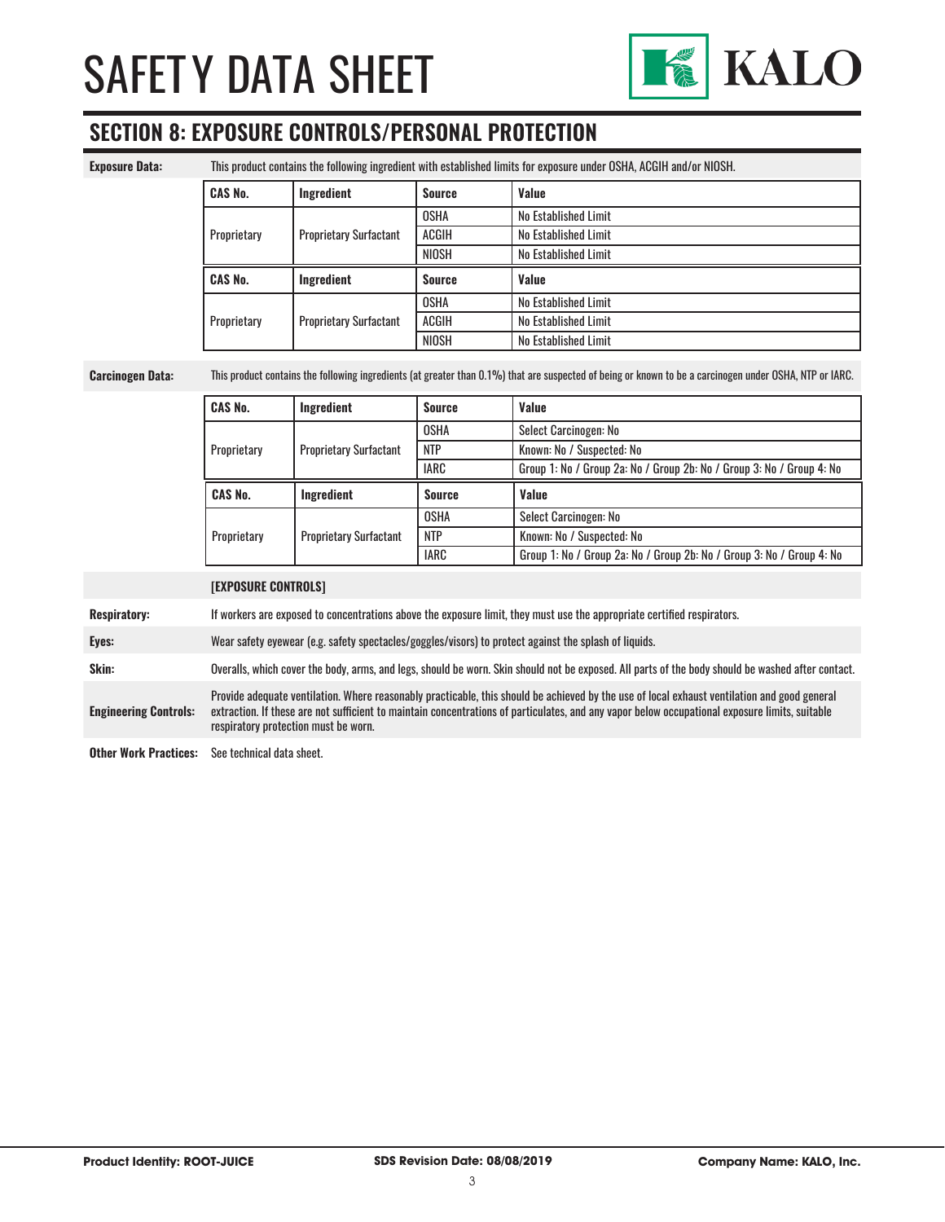# SAFETY DATA SHEET

## SECTION 8: EXPOSURE CONTROLS/PERSONAL PROTECTION

**Exposure Data:** This product contains the following ingredient with established limits for exposure under OSHA, ACGIH and/or NIOSH.

| CAS No. | Ingredient | Source | Value |
|---|---|---|---|
| Proprietary | Proprietary Surfactant | OSHA | No Established Limit |
| | | ACGIH | No Established Limit |
| | | NIOSH | No Established Limit |

| CAS No. | Ingredient | Source | Value |
|---|---|---|---|
| Proprietary | Proprietary Surfactant | OSHA | No Established Limit |
| | | ACGIH | No Established Limit |
| | | NIOSH | No Established Limit |

**Carcinogen Data:** This product contains the following ingredients (at greater than 0.1%) that are suspected of being or known to be a carcinogen under OSHA, NTP or IARC.

| CAS No. | Ingredient | Source | Value |
|---|---|---|---|
| Proprietary | Proprietary Surfactant | OSHA | Select Carcinogen: No |
| | | NTP | Known: No / Suspected: No |
| | | IARC | Group 1: No / Group 2a: No / Group 2b: No / Group 3: No / Group 4: No |

| CAS No. | Ingredient | Source | Value |
|---|---|---|---|
| Proprietary | Proprietary Surfactant | OSHA | Select Carcinogen: No |
| | | NTP | Known: No / Suspected: No |
| | | IARC | Group 1: No / Group 2a: No / Group 2b: No / Group 3: No / Group 4: No |

**[EXPOSURE CONTROLS]**

**Respiratory:** If workers are exposed to concentrations above the exposure limit, they must use the appropriate certified respirators.

**Eyes:** Wear safety eyewear (e.g. safety spectacles/goggles/visors) to protect against the splash of liquids.

**Skin:** Overalls, which cover the body, arms, and legs, should be worn. Skin should not be exposed. All parts of the body should be washed after contact.

**Engineering Controls:** Provide adequate ventilation. Where reasonably practicable, this should be achieved by the use of local exhaust ventilation and good general extraction. If these are not sufficient to maintain concentrations of particulates, and any vapor below occupational exposure limits, suitable respiratory protection must be worn.

**Other Work Practices:** See technical data sheet.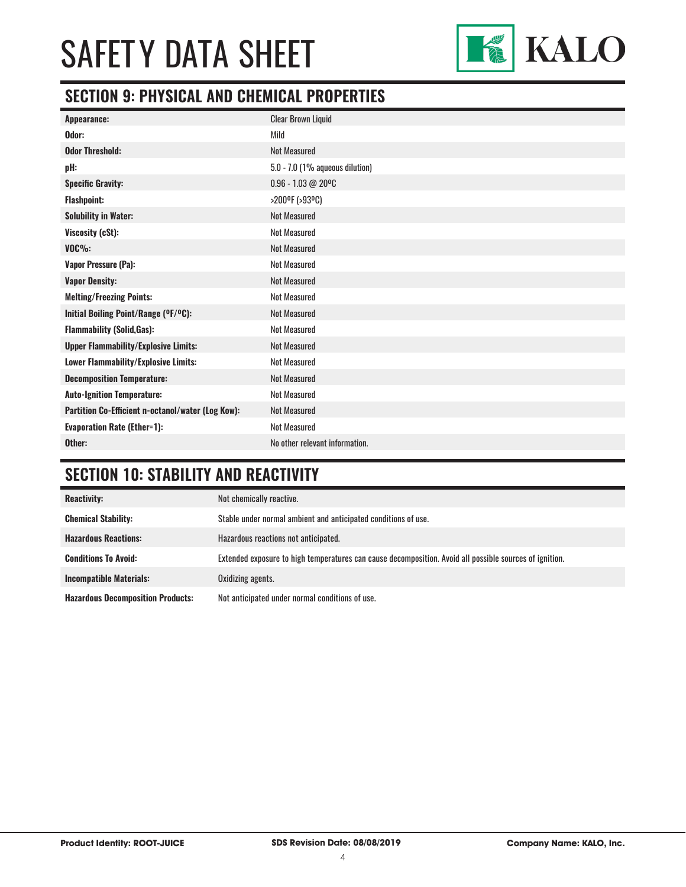# SAFETY DATA SHEET

## SECTION 9: PHYSICAL AND CHEMICAL PROPERTIES

| | |
|---|---|
| **Appearance:** | Clear Brown Liquid |
| **Odor:** | Mild |
| **Odor Threshold:** | Not Measured |
| **pH:** | 5.0 - 7.0 (1% aqueous dilution) |
| **Specific Gravity:** | 0.96 - 1.03 @ 20ºC |
| **Flashpoint:** | >200ºF (>93ºC) |
| **Solubility in Water:** | Not Measured |
| **Viscosity (cSt):** | Not Measured |
| **VOC%:** | Not Measured |
| **Vapor Pressure (Pa):** | Not Measured |
| **Vapor Density:** | Not Measured |
| **Melting/Freezing Points:** | Not Measured |
| **Initial Boiling Point/Range (ºF/ºC):** | Not Measured |
| **Flammability (Solid,Gas):** | Not Measured |
| **Upper Flammability/Explosive Limits:** | Not Measured |
| **Lower Flammability/Explosive Limits:** | Not Measured |
| **Decomposition Temperature:** | Not Measured |
| **Auto-Ignition Temperature:** | Not Measured |
| **Partition Co-Efficient n-octanol/water (Log Kow):** | Not Measured |
| **Evaporation Rate (Ether=1):** | Not Measured |
| **Other:** | No other relevant information. |

## SECTION 10: STABILITY AND REACTIVITY

| | |
|---|---|
| **Reactivity:** | Not chemically reactive. |
| **Chemical Stability:** | Stable under normal ambient and anticipated conditions of use. |
| **Hazardous Reactions:** | Hazardous reactions not anticipated. |
| **Conditions To Avoid:** | Extended exposure to high temperatures can cause decomposition. Avoid all possible sources of ignition. |
| **Incompatible Materials:** | Oxidizing agents. |
| **Hazardous Decomposition Products:** | Not anticipated under normal conditions of use. |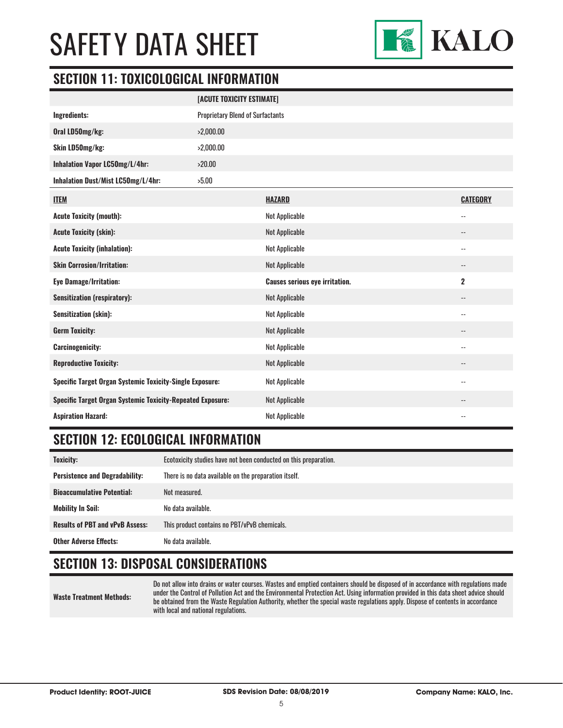# SAFETY DATA SHEET

## SECTION 11: TOXICOLOGICAL INFORMATION

| | [ACUTE TOXICITY ESTIMATE] |
|---|---|
| **Ingredients:** | Proprietary Blend of Surfactants |
| **Oral LD50mg/kg:** | >2,000.00 |
| **Skin LD50mg/kg:** | >2,000.00 |
| **Inhalation Vapor LC50mg/L/4hr:** | >20.00 |
| **Inhalation Dust/Mist LC50mg/L/4hr:** | >5.00 |

| ITEM | HAZARD | CATEGORY |
|---|---|---|
| **Acute Toxicity (mouth):** | Not Applicable | -- |
| **Acute Toxicity (skin):** | Not Applicable | -- |
| **Acute Toxicity (inhalation):** | Not Applicable | -- |
| **Skin Corrosion/Irritation:** | Not Applicable | -- |
| **Eye Damage/Irritation:** | **Causes serious eye irritation.** | **2** |
| **Sensitization (respiratory):** | Not Applicable | -- |
| **Sensitization (skin):** | Not Applicable | -- |
| **Germ Toxicity:** | Not Applicable | -- |
| **Carcinogenicity:** | Not Applicable | -- |
| **Reproductive Toxicity:** | Not Applicable | -- |
| **Specific Target Organ Systemic Toxicity-Single Exposure:** | Not Applicable | -- |
| **Specific Target Organ Systemic Toxicity-Repeated Exposure:** | Not Applicable | -- |
| **Aspiration Hazard:** | Not Applicable | -- |

## SECTION 12: ECOLOGICAL INFORMATION

| | |
|---|---|
| **Toxicity:** | Ecotoxicity studies have not been conducted on this preparation. |
| **Persistence and Degradability:** | There is no data available on the preparation itself. |
| **Bioaccumulative Potential:** | Not measured. |
| **Mobility In Soil:** | No data available. |
| **Results of PBT and vPvB Assess:** | This product contains no PBT/vPvB chemicals. |
| **Other Adverse Effects:** | No data available. |

## SECTION 13: DISPOSAL CONSIDERATIONS

| | |
|---|---|
| **Waste Treatment Methods:** | Do not allow into drains or water courses. Wastes and emptied containers should be disposed of in accordance with regulations made under the Control of Pollution Act and the Environmental Protection Act. Using information provided in this data sheet advice should be obtained from the Waste Regulation Authority, whether the special waste regulations apply. Dispose of contents in accordance with local and national regulations. |

**Product Identity: ROOT-JUICE** | **SDS Revision Date: 08/08/2019** | **Company Name: KALO, Inc.**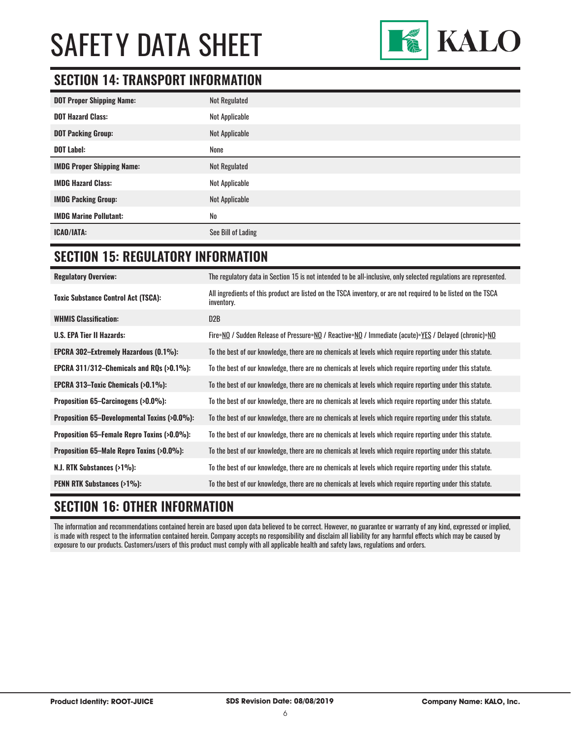# SAFETY DATA SHEET

## SECTION 14: TRANSPORT INFORMATION

| | |
|---|---|
| **DOT Proper Shipping Name:** | Not Regulated |
| **DOT Hazard Class:** | Not Applicable |
| **DOT Packing Group:** | Not Applicable |
| **DOT Label:** | None |
| **IMDG Proper Shipping Name:** | Not Regulated |
| **IMDG Hazard Class:** | Not Applicable |
| **IMDG Packing Group:** | Not Applicable |
| **IMDG Marine Pollutant:** | No |
| **ICAO/IATA:** | See Bill of Lading |

## SECTION 15: REGULATORY INFORMATION

| | |
|---|---|
| **Regulatory Overview:** | The regulatory data in Section 15 is not intended to be all-inclusive, only selected regulations are represented. |
| **Toxic Substance Control Act (TSCA):** | All ingredients of this product are listed on the TSCA inventory, or are not required to be listed on the TSCA inventory. |
| **WHMIS Classification:** | D2B |
| **U.S. EPA Tier II Hazards:** | Fire=NO / Sudden Release of Pressure=NO / Reactive=NO / Immediate (acute)=YES / Delayed (chronic)=NO |
| **EPCRA 302–Extremely Hazardous (0.1%):** | To the best of our knowledge, there are no chemicals at levels which require reporting under this statute. |
| **EPCRA 311/312–Chemicals and RQs (>0.1%):** | To the best of our knowledge, there are no chemicals at levels which require reporting under this statute. |
| **EPCRA 313–Toxic Chemicals (>0.1%):** | To the best of our knowledge, there are no chemicals at levels which require reporting under this statute. |
| **Proposition 65–Carcinogens (>0.0%):** | To the best of our knowledge, there are no chemicals at levels which require reporting under this statute. |
| **Proposition 65–Developmental Toxins (>0.0%):** | To the best of our knowledge, there are no chemicals at levels which require reporting under this statute. |
| **Proposition 65–Female Repro Toxins (>0.0%):** | To the best of our knowledge, there are no chemicals at levels which require reporting under this statute. |
| **Proposition 65–Male Repro Toxins (>0.0%):** | To the best of our knowledge, there are no chemicals at levels which require reporting under this statute. |
| **N.J. RTK Substances (>1%):** | To the best of our knowledge, there are no chemicals at levels which require reporting under this statute. |
| **PENN RTK Substances (>1%):** | To the best of our knowledge, there are no chemicals at levels which require reporting under this statute. |

## SECTION 16: OTHER INFORMATION

The information and recommendations contained herein are based upon data believed to be correct. However, no guarantee or warranty of any kind, expressed or implied, is made with respect to the information contained herein. Company accepts no responsibility and disclaim all liability for any harmful effects which may be caused by exposure to our products. Customers/users of this product must comply with all applicable health and safety laws, regulations and orders.